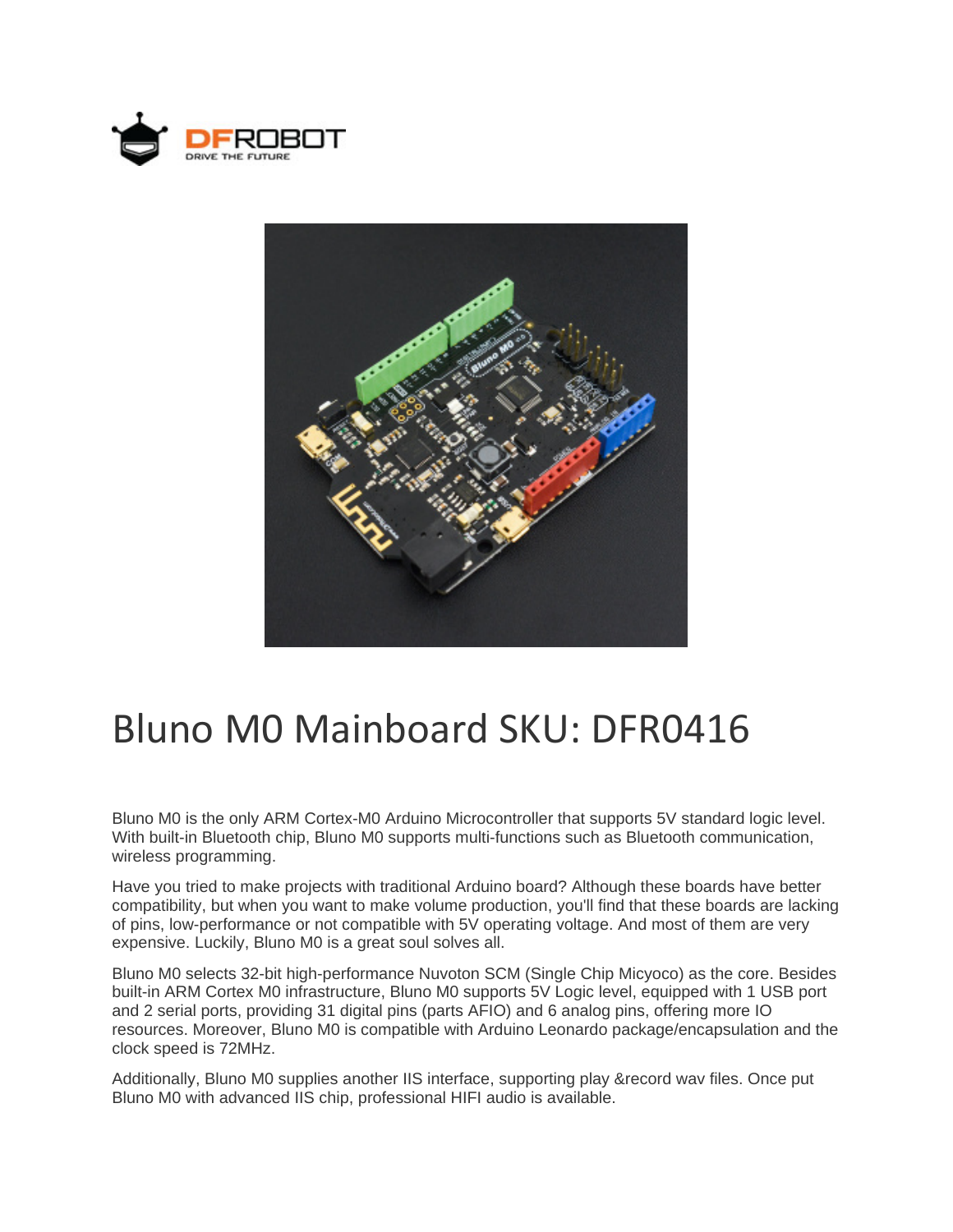# Bluno M0 Mainboard SKU: DFR0416

Bluno M0 is the only ARM Cortex-M0 Arduino Microcontroller that supports 5V standard logic level. With built-in Bluetooth chip, Bluno M0 supports multi-functions such as Bluetooth communication, wireless programming.

Have you tried to make projects with traditional Arduino board? Although these boards have better compatibility, but when you want to make volume production, you'll find that these boards are lacking of pins, low-performance or not compatible with 5V operating voltage. And most of them are very expensive. Luckily, Bluno M0 is a great soul solves all.

Bluno M0 selects 32-bit high-performance Nuvoton SCM (Single Chip Micyoco) as the core. Besides built-in ARM Cortex M0 infrastructure, Bluno M0 supports 5V Logic level, equipped with 1 USB port and 2 serial ports, providing 31 digital pins (parts AFIO) and 6 analog pins, offering more IO resources. Moreover, Bluno M0 is compatible with Arduino Leonardo package/encapsulation and the clock speed is 72MHz.

Additionally, Bluno M0 supplies another IIS interface, supporting play &record wav files. Once put Bluno M0 with advanced IIS chip, professional HIFI audio is available.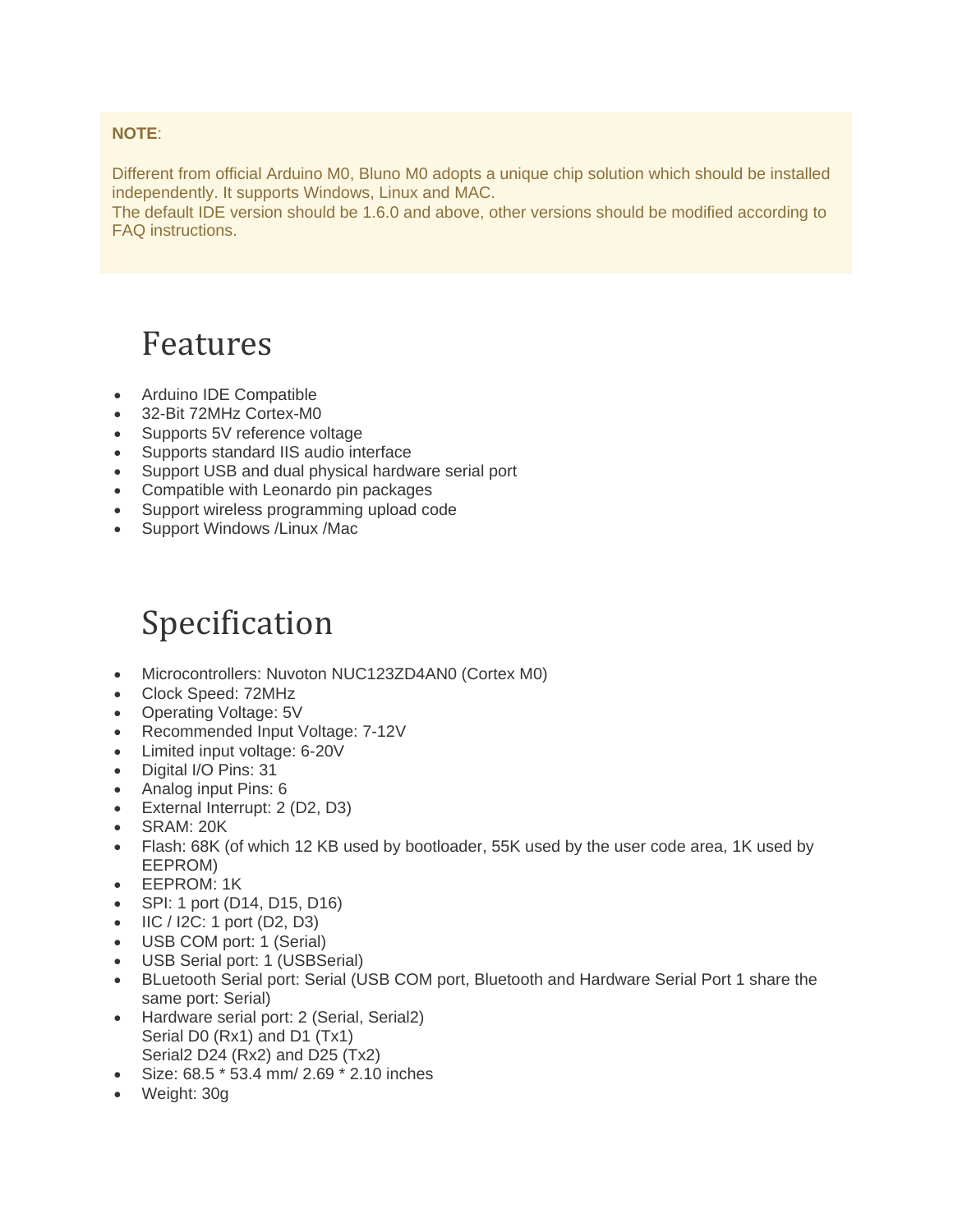**NOTE**:

Different from official Arduino M0, Bluno M0 adopts a unique chip solution which should be installed independently. It supports Windows, Linux and MAC.
The default IDE version should be 1.6.0 and above, other versions should be modified according to FAQ instructions.

# Features

- Arduino IDE Compatible
- 32-Bit 72MHz Cortex-M0
- Supports 5V reference voltage
- Supports standard IIS audio interface
- Support USB and dual physical hardware serial port
- Compatible with Leonardo pin packages
- Support wireless programming upload code
- Support Windows /Linux /Mac

# Specification

- Microcontrollers: Nuvoton NUC123ZD4AN0 (Cortex M0)
- Clock Speed: 72MHz
- Operating Voltage: 5V
- Recommended Input Voltage: 7-12V
- Limited input voltage: 6-20V
- Digital I/O Pins: 31
- Analog input Pins: 6
- External Interrupt: 2 (D2, D3)
- SRAM: 20K
- Flash: 68K (of which 12 KB used by bootloader, 55K used by the user code area, 1K used by EEPROM)
- EEPROM: 1K
- SPI: 1 port (D14, D15, D16)
- IIC / I2C: 1 port (D2, D3)
- USB COM port: 1 (Serial)
- USB Serial port: 1 (USBSerial)
- BLuetooth Serial port: Serial (USB COM port, Bluetooth and Hardware Serial Port 1 share the same port: Serial)
- Hardware serial port: 2 (Serial, Serial2)
  Serial D0 (Rx1) and D1 (Tx1)
  Serial2 D24 (Rx2) and D25 (Tx2)
- Size: 68.5 * 53.4 mm/ 2.69 * 2.10 inches
- Weight: 30g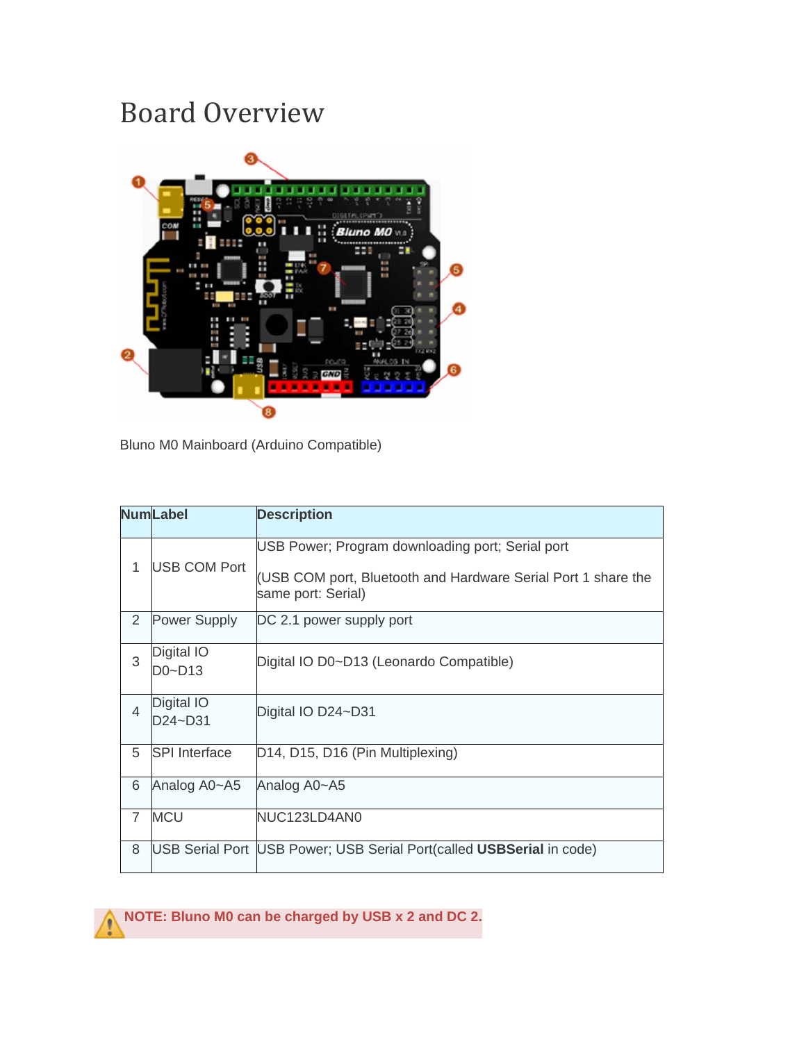# Board Overview

Bluno M0 Mainboard (Arduino Compatible)

| Num | Label | Description |
|---|---|---|
| 1 | USB COM Port | USB Power; Program downloading port; Serial port<br><br>(USB COM port, Bluetooth and Hardware Serial Port 1 share the same port: Serial) |
| 2 | Power Supply | DC 2.1 power supply port |
| 3 | Digital IO D0~D13 | Digital IO D0~D13 (Leonardo Compatible) |
| 4 | Digital IO D24~D31 | Digital IO D24~D31 |
| 5 | SPI Interface | D14, D15, D16 (Pin Multiplexing) |
| 6 | Analog A0~A5 | Analog A0~A5 |
| 7 | MCU | NUC123LD4AN0 |
| 8 | USB Serial Port | USB Power; USB Serial Port(called **USBSerial** in code) |

**NOTE: Bluno M0 can be charged by USB x 2 and DC 2.**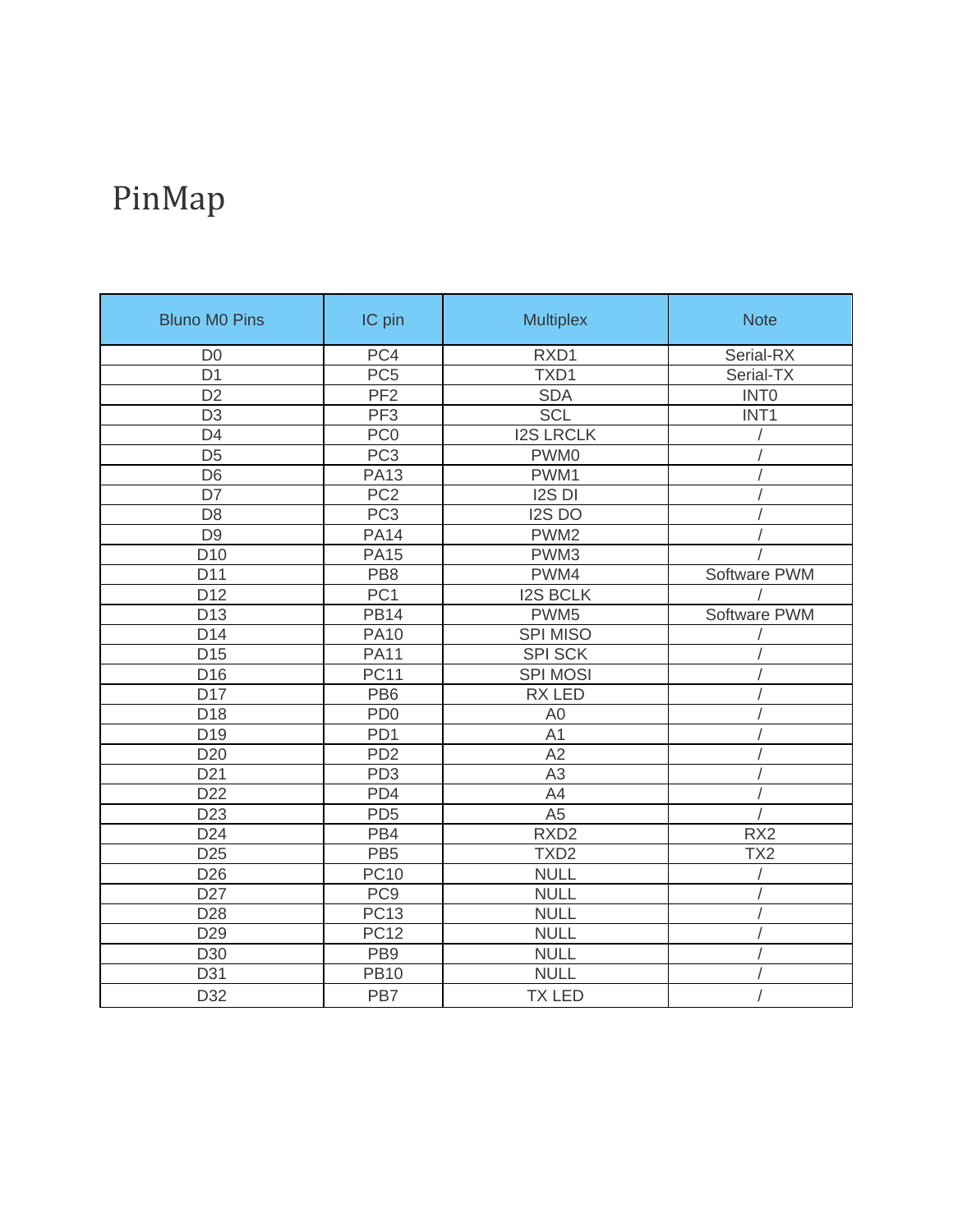# PinMap

| Bluno M0 Pins | IC pin | Multiplex | Note |
|---|---|---|---|
| D0 | PC4 | RXD1 | Serial-RX |
| D1 | PC5 | TXD1 | Serial-TX |
| D2 | PF2 | SDA | INT0 |
| D3 | PF3 | SCL | INT1 |
| D4 | PC0 | I2S LRCLK | / |
| D5 | PC3 | PWM0 | / |
| D6 | PA13 | PWM1 | / |
| D7 | PC2 | I2S DI | / |
| D8 | PC3 | I2S DO | / |
| D9 | PA14 | PWM2 | / |
| D10 | PA15 | PWM3 | / |
| D11 | PB8 | PWM4 | Software PWM |
| D12 | PC1 | I2S BCLK | / |
| D13 | PB14 | PWM5 | Software PWM |
| D14 | PA10 | SPI MISO | / |
| D15 | PA11 | SPI SCK | / |
| D16 | PC11 | SPI MOSI | / |
| D17 | PB6 | RX LED | / |
| D18 | PD0 | A0 | / |
| D19 | PD1 | A1 | / |
| D20 | PD2 | A2 | / |
| D21 | PD3 | A3 | / |
| D22 | PD4 | A4 | / |
| D23 | PD5 | A5 | / |
| D24 | PB4 | RXD2 | RX2 |
| D25 | PB5 | TXD2 | TX2 |
| D26 | PC10 | NULL | / |
| D27 | PC9 | NULL | / |
| D28 | PC13 | NULL | / |
| D29 | PC12 | NULL | / |
| D30 | PB9 | NULL | / |
| D31 | PB10 | NULL | / |
| D32 | PB7 | TX LED | / |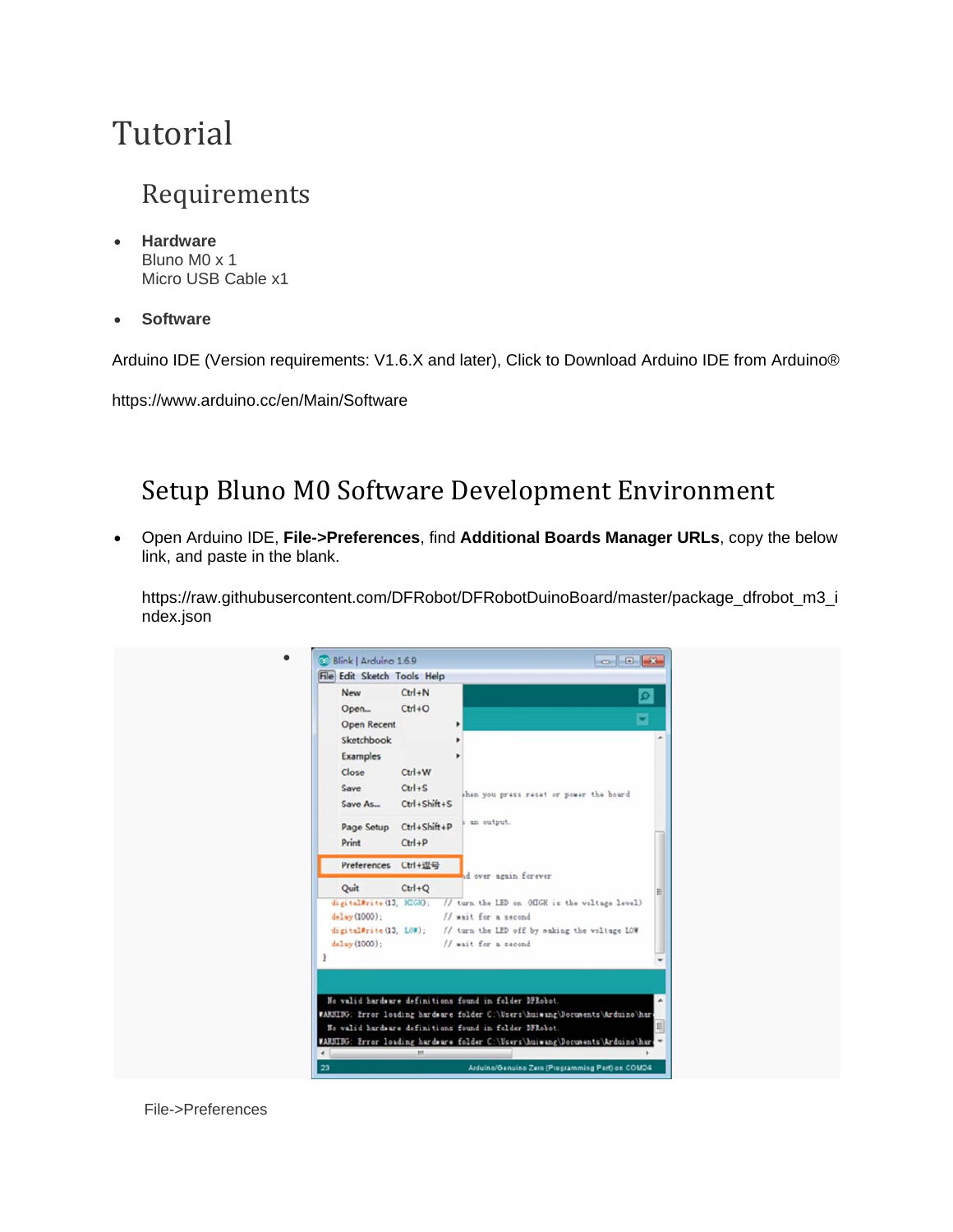# Tutorial

## Requirements

- **Hardware**
  Bluno M0 x 1
  Micro USB Cable x1

- **Software**

Arduino IDE (Version requirements: V1.6.X and later), Click to Download Arduino IDE from Arduino®

https://www.arduino.cc/en/Main/Software

## Setup Bluno M0 Software Development Environment

- Open Arduino IDE, **File->Preferences**, find **Additional Boards Manager URLs**, copy the below link, and paste in the blank.

  https://raw.githubusercontent.com/DFRobot/DFRobotDuinoBoard/master/package_dfrobot_m3_index.json

File->Preferences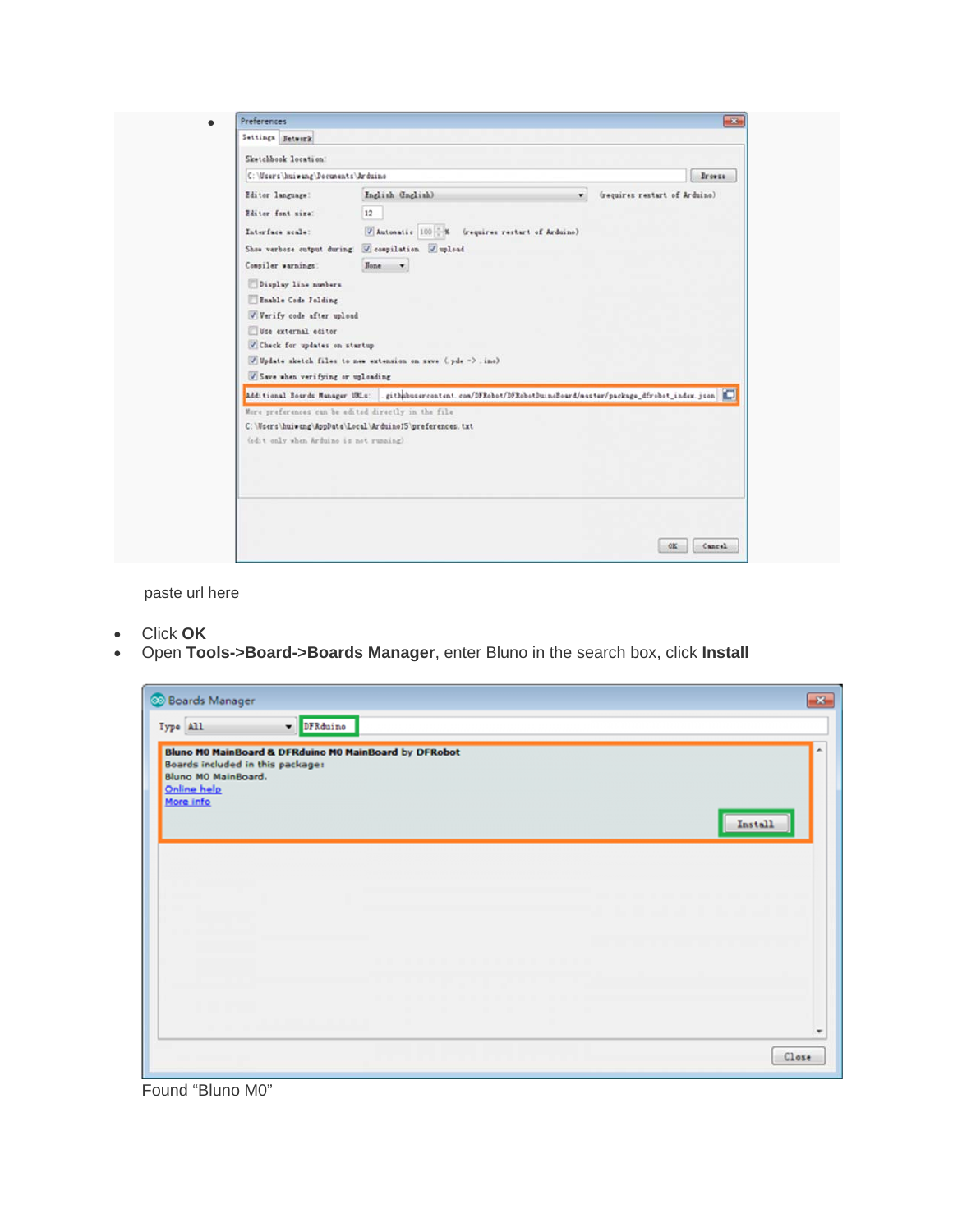- paste url here

- Click **OK**
- Open **Tools->Board->Boards Manager**, enter Bluno in the search box, click **Install**

Found “Bluno M0”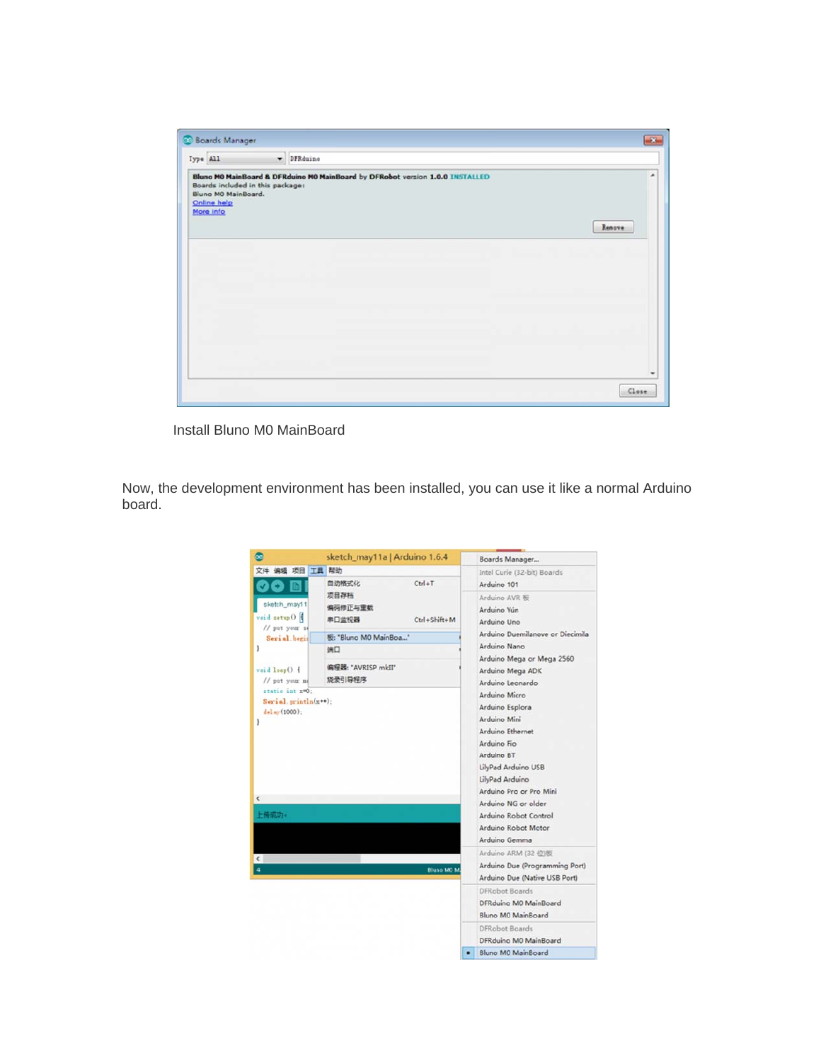Install Bluno M0 MainBoard

Now, the development environment has been installed, you can use it like a normal Arduino board.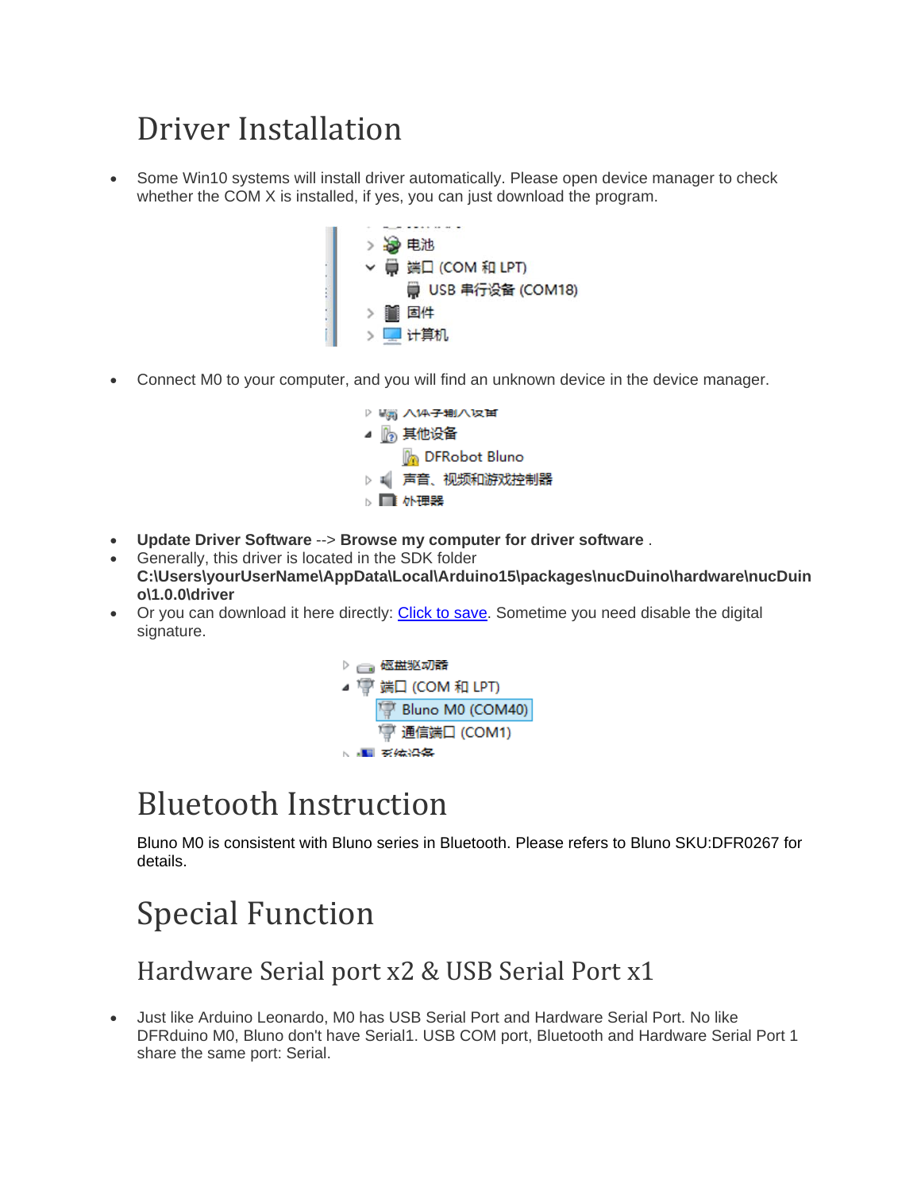# Driver Installation

- Some Win10 systems will install driver automatically. Please open device manager to check whether the COM X is installed, if yes, you can just download the program.

- Connect M0 to your computer, and you will find an unknown device in the device manager.

- **Update Driver Software** --> **Browse my computer for driver software** .
- Generally, this driver is located in the SDK folder **C:\Users\yourUserName\AppData\Local\Arduino15\packages\nucDuino\hardware\nucDuino\1.0.0\driver**
- Or you can download it here directly: Click to save. Sometime you need disable the digital signature.

# Bluetooth Instruction

Bluno M0 is consistent with Bluno series in Bluetooth. Please refers to Bluno SKU:DFR0267 for details.

# Special Function

## Hardware Serial port x2 & USB Serial Port x1

- Just like Arduino Leonardo, M0 has USB Serial Port and Hardware Serial Port. No like DFRduino M0, Bluno don't have Serial1. USB COM port, Bluetooth and Hardware Serial Port 1 share the same port: Serial.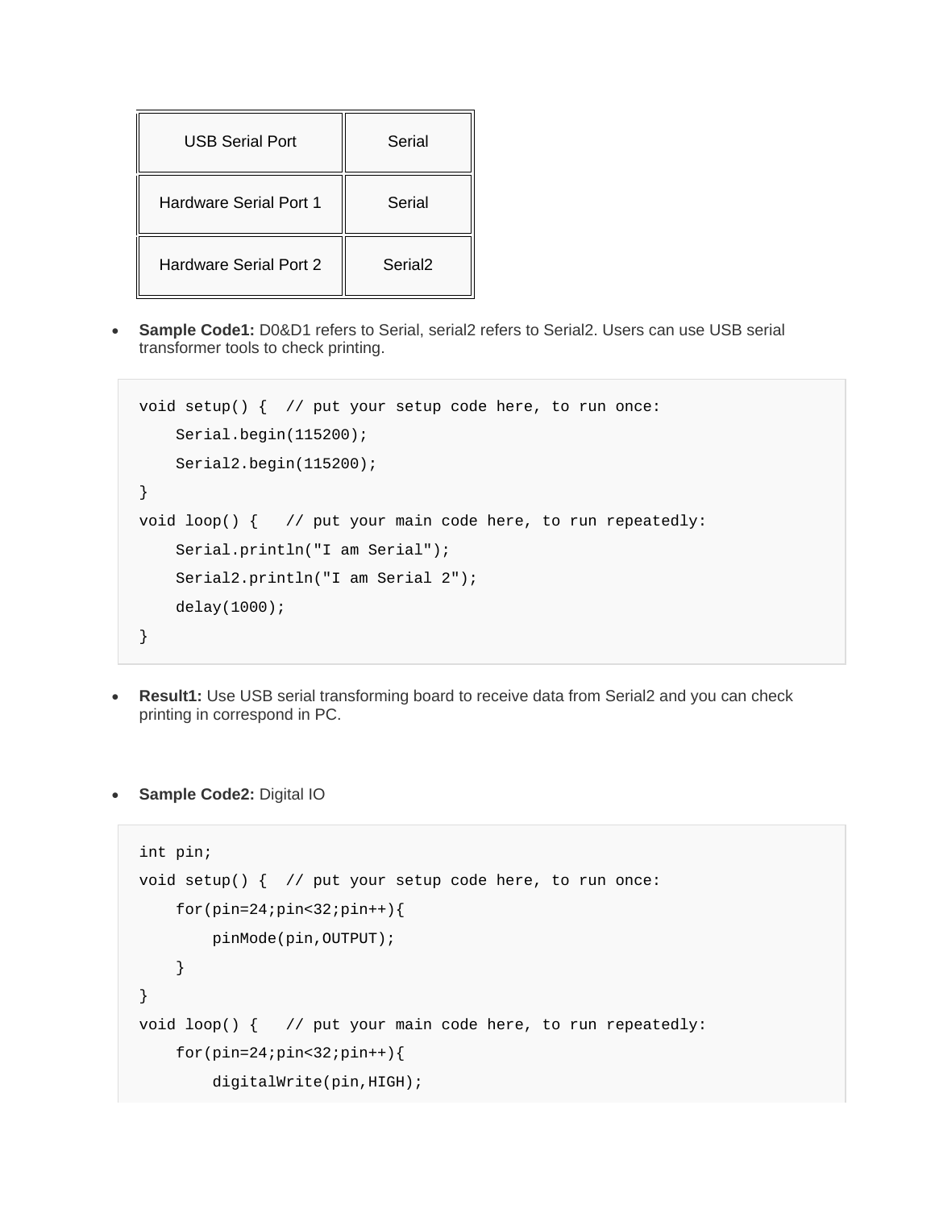| USB Serial Port | Serial |
|---|---|
| Hardware Serial Port 1 | Serial |
| Hardware Serial Port 2 | Serial2 |

- **Sample Code1:** D0&D1 refers to Serial, serial2 refers to Serial2. Users can use USB serial transformer tools to check printing.

```
void setup() {  // put your setup code here, to run once:
    Serial.begin(115200);
    Serial2.begin(115200);
}
void loop() {   // put your main code here, to run repeatedly:
    Serial.println("I am Serial");
    Serial2.println("I am Serial 2");
    delay(1000);
}
```

- **Result1:** Use USB serial transforming board to receive data from Serial2 and you can check printing in correspond in PC.

- **Sample Code2:** Digital IO

```
int pin;
void setup() {  // put your setup code here, to run once:
    for(pin=24;pin<32;pin++){
        pinMode(pin,OUTPUT);
    }
}
void loop() {   // put your main code here, to run repeatedly:
    for(pin=24;pin<32;pin++){
        digitalWrite(pin,HIGH);
```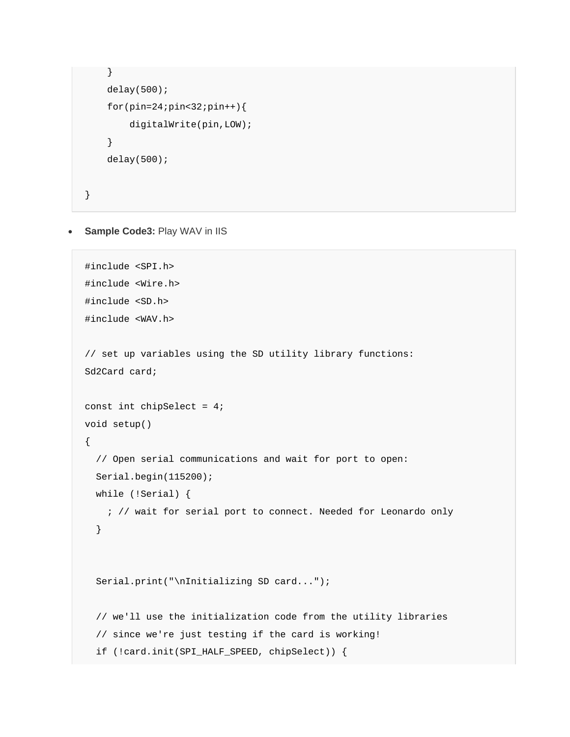```
    }
    delay(500);
    for(pin=24;pin<32;pin++){
        digitalWrite(pin,LOW);
    }
    delay(500);

}
```

- **Sample Code3:** Play WAV in IIS

```
#include <SPI.h>
#include <Wire.h>
#include <SD.h>
#include <WAV.h>

// set up variables using the SD utility library functions:
Sd2Card card;

const int chipSelect = 4;
void setup()
{
  // Open serial communications and wait for port to open:
  Serial.begin(115200);
  while (!Serial) {
    ; // wait for serial port to connect. Needed for Leonardo only
  }


  Serial.print("\nInitializing SD card...");

  // we'll use the initialization code from the utility libraries
  // since we're just testing if the card is working!
  if (!card.init(SPI_HALF_SPEED, chipSelect)) {
```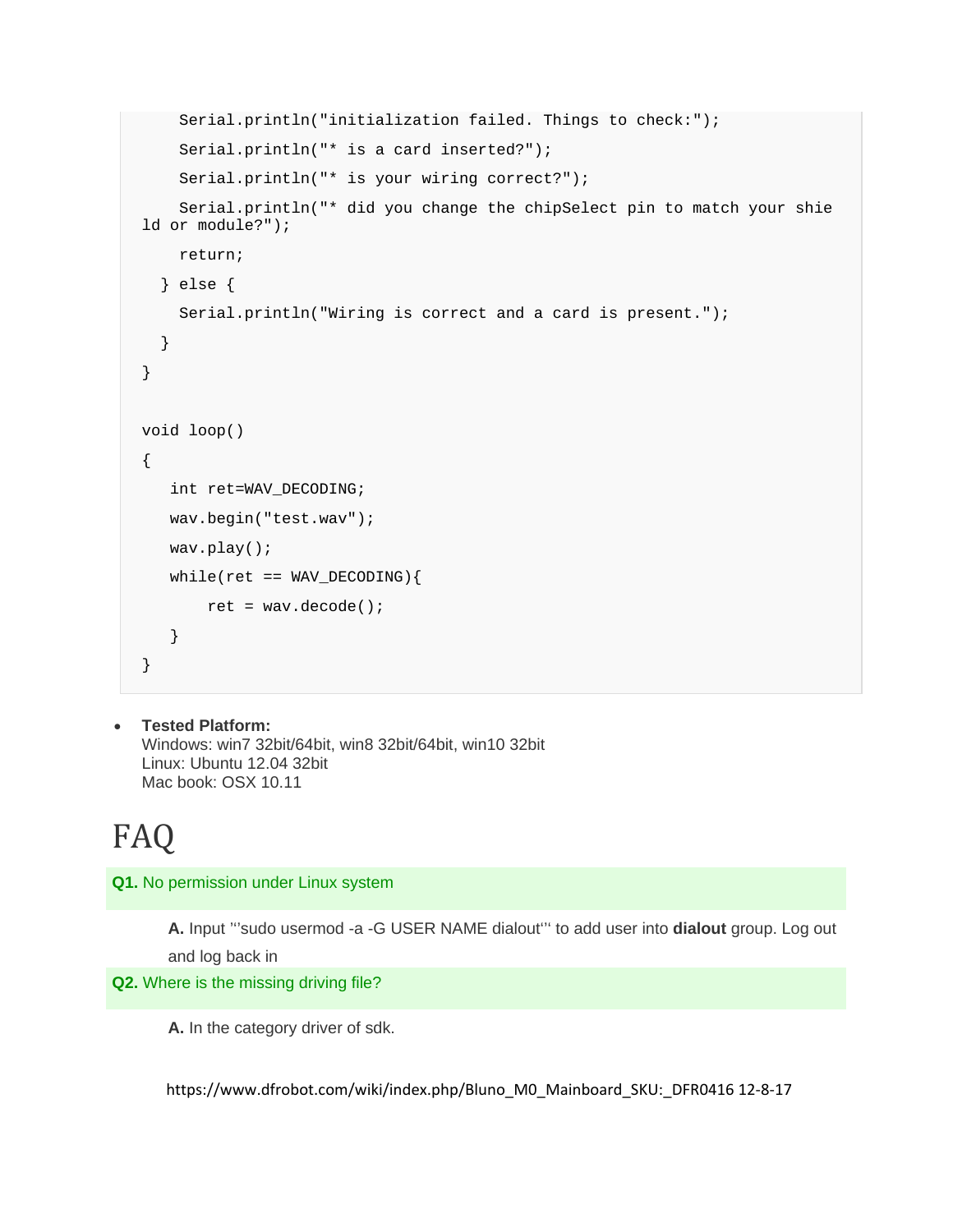```
    Serial.println("initialization failed. Things to check:");
    Serial.println("* is a card inserted?");
    Serial.println("* is your wiring correct?");
    Serial.println("* did you change the chipSelect pin to match your shield or module?");
    return;
  } else {
    Serial.println("Wiring is correct and a card is present.");
  }
}

void loop()
{
   int ret=WAV_DECODING;
   wav.begin("test.wav");
   wav.play();
   while(ret == WAV_DECODING){
       ret = wav.decode();
   }
}
```

- **Tested Platform:**
  Windows: win7 32bit/64bit, win8 32bit/64bit, win10 32bit
  Linux: Ubuntu 12.04 32bit
  Mac book: OSX 10.11

# FAQ

**Q1.** No permission under Linux system

> **A.** Input "'sudo usermod -a -G USER NAME dialout'" to add user into **dialout** group. Log out and log back in

**Q2.** Where is the missing driving file?

> **A.** In the category driver of sdk.

https://www.dfrobot.com/wiki/index.php/Bluno_M0_Mainboard_SKU:_DFR0416 12-8-17